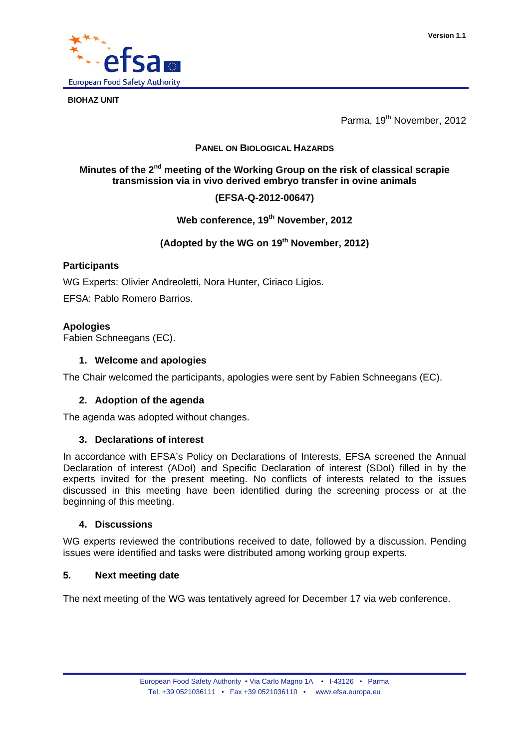Version 1.1

BIOHAZ UNIT

Parma, 19th November, 2012

**PANEL ON BIOLOGICAL HAZARDS**

# Minutes of the 2nd meeting of the Working Group on the risk of classical scrapie transmission via in vivo derived embryo transfer in ovine animals

**(EFSA-Q-2012-00647)**

**Web conference, 19th November, 2012**

**(Adopted by the WG on 19th November, 2012)**

## Participants

WG Experts: Olivier Andreoletti, Nora Hunter, Ciriaco Ligios.

EFSA: Pablo Romero Barrios.

## Apologies

Fabien Schneegans (EC).

### 1. Welcome and apologies

The Chair welcomed the participants, apologies were sent by Fabien Schneegans (EC).

### 2. Adoption of the agenda

The agenda was adopted without changes.

### 3. Declarations of interest

In accordance with EFSA's Policy on Declarations of Interests, EFSA screened the Annual Declaration of interest (ADoI) and Specific Declaration of interest (SDoI) filled in by the experts invited for the present meeting. No conflicts of interests related to the issues discussed in this meeting have been identified during the screening process or at the beginning of this meeting.

### 4. Discussions

WG experts reviewed the contributions received to date, followed by a discussion. Pending issues were identified and tasks were distributed among working group experts.

### 5. Next meeting date

The next meeting of the WG was tentatively agreed for December 17 via web conference.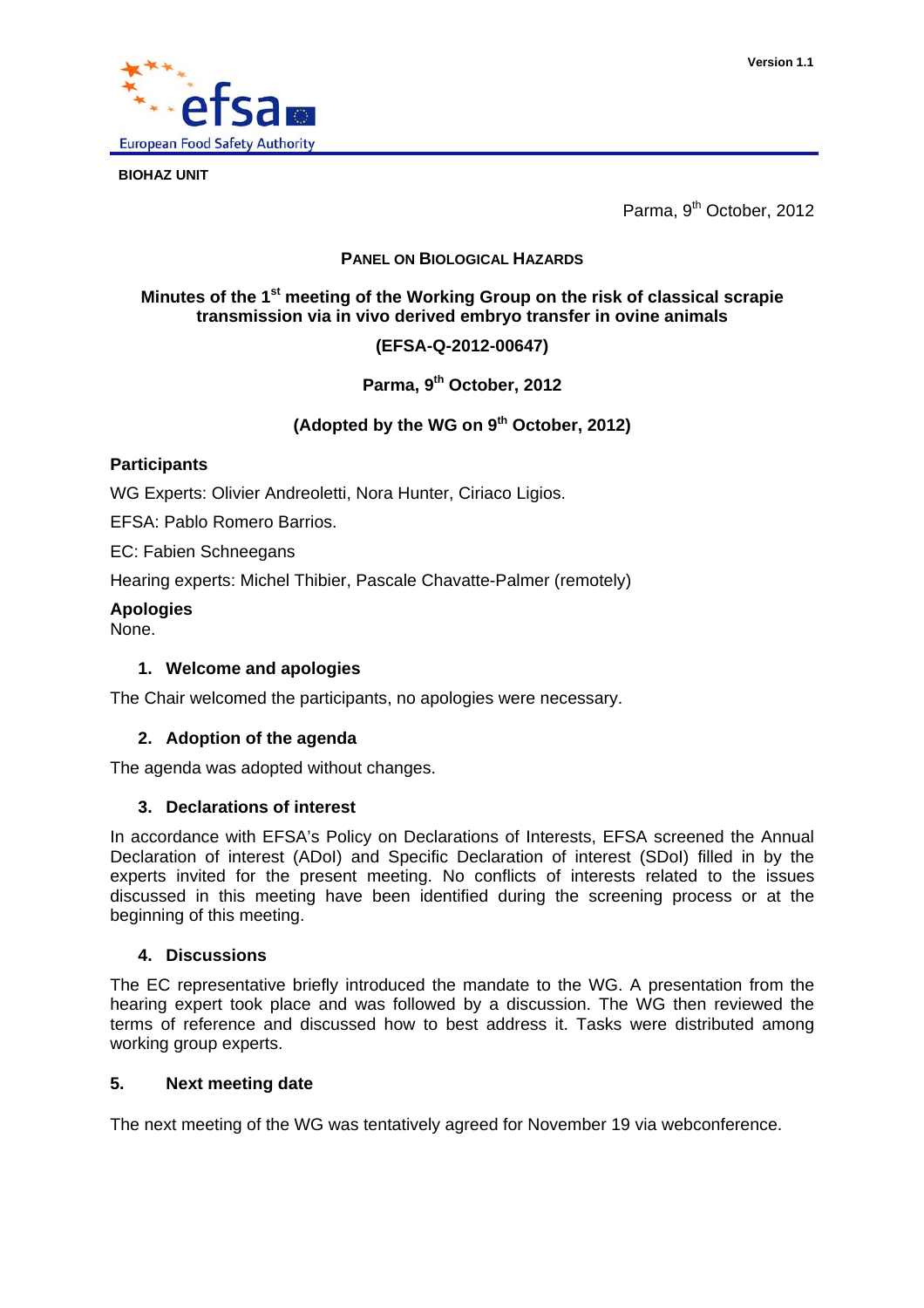Version 1.1

European Food Safety Authority

**BIOHAZ UNIT**

Parma, 9th October, 2012

**PANEL ON BIOLOGICAL HAZARDS**

**Minutes of the 1st meeting of the Working Group on the risk of classical scrapie transmission via in vivo derived embryo transfer in ovine animals**

**(EFSA-Q-2012-00647)**

**Parma, 9th October, 2012**

**(Adopted by the WG on 9th October, 2012)**

**Participants**

WG Experts: Olivier Andreoletti, Nora Hunter, Ciriaco Ligios.

EFSA: Pablo Romero Barrios.

EC: Fabien Schneegans

Hearing experts: Michel Thibier, Pascale Chavatte-Palmer (remotely)

**Apologies**

None.

1. **Welcome and apologies**

The Chair welcomed the participants, no apologies were necessary.

2. **Adoption of the agenda**

The agenda was adopted without changes.

3. **Declarations of interest**

In accordance with EFSA's Policy on Declarations of Interests, EFSA screened the Annual Declaration of interest (ADoI) and Specific Declaration of interest (SDoI) filled in by the experts invited for the present meeting. No conflicts of interests related to the issues discussed in this meeting have been identified during the screening process or at the beginning of this meeting.

4. **Discussions**

The EC representative briefly introduced the mandate to the WG. A presentation from the hearing expert took place and was followed by a discussion. The WG then reviewed the terms of reference and discussed how to best address it. Tasks were distributed among working group experts.

5. **Next meeting date**

The next meeting of the WG was tentatively agreed for November 19 via webconference.